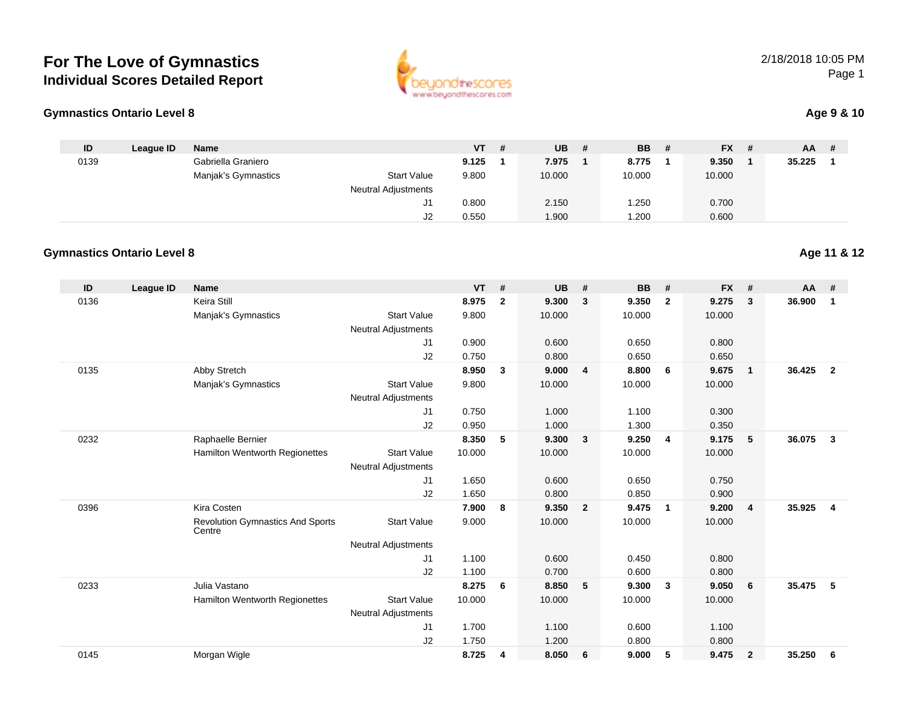# For The Love of Gymnastics

## Individual Scores Detailed Report

2/18/2018 10:05 PM

### Gymnastics Ontario Level 8

**Age 9 & 10**

| ID | League ID | Name | | VT | # | UB | # | BB | # | FX | # | AA | # |
|---|---|---|---|---|---|---|---|---|---|---|---|---|---|
| 0139 | | Gabriella Graniero | | **9.125** | **1** | **7.975** | **1** | **8.775** | **1** | **9.350** | **1** | **35.225** | **1** |
| | | Manjak's Gymnastics | Start Value | 9.800 | | 10.000 | | 10.000 | | 10.000 | | | |
| | | | Neutral Adjustments | | | | | | | | | | |
| | | | J1 | 0.800 | | 2.150 | | 1.250 | | 0.700 | | | |
| | | | J2 | 0.550 | | 1.900 | | 1.200 | | 0.600 | | | |

### Gymnastics Ontario Level 8

**Age 11 & 12**

| ID | League ID | Name | | VT | # | UB | # | BB | # | FX | # | AA | # |
|---|---|---|---|---|---|---|---|---|---|---|---|---|---|
| 0136 | | Keira Still | | **8.975** | **2** | **9.300** | **3** | **9.350** | **2** | **9.275** | **3** | **36.900** | **1** |
| | | Manjak's Gymnastics | Start Value | 9.800 | | 10.000 | | 10.000 | | 10.000 | | | |
| | | | Neutral Adjustments | | | | | | | | | | |
| | | | J1 | 0.900 | | 0.600 | | 0.650 | | 0.800 | | | |
| | | | J2 | 0.750 | | 0.800 | | 0.650 | | 0.650 | | | |
| 0135 | | Abby Stretch | | **8.950** | **3** | **9.000** | **4** | **8.800** | **6** | **9.675** | **1** | **36.425** | **2** |
| | | Manjak's Gymnastics | Start Value | 9.800 | | 10.000 | | 10.000 | | 10.000 | | | |
| | | | Neutral Adjustments | | | | | | | | | | |
| | | | J1 | 0.750 | | 1.000 | | 1.100 | | 0.300 | | | |
| | | | J2 | 0.950 | | 1.000 | | 1.300 | | 0.350 | | | |
| 0232 | | Raphaelle Bernier | | **8.350** | **5** | **9.300** | **3** | **9.250** | **4** | **9.175** | **5** | **36.075** | **3** |
| | | Hamilton Wentworth Regionettes | Start Value | 10.000 | | 10.000 | | 10.000 | | 10.000 | | | |
| | | | Neutral Adjustments | | | | | | | | | | |
| | | | J1 | 1.650 | | 0.600 | | 0.650 | | 0.750 | | | |
| | | | J2 | 1.650 | | 0.800 | | 0.850 | | 0.900 | | | |
| 0396 | | Kira Costen | | **7.900** | **8** | **9.350** | **2** | **9.475** | **1** | **9.200** | **4** | **35.925** | **4** |
| | | Revolution Gymnastics And Sports Centre | Start Value | 9.000 | | 10.000 | | 10.000 | | 10.000 | | | |
| | | | Neutral Adjustments | | | | | | | | | | |
| | | | J1 | 1.100 | | 0.600 | | 0.450 | | 0.800 | | | |
| | | | J2 | 1.100 | | 0.700 | | 0.600 | | 0.800 | | | |
| 0233 | | Julia Vastano | | **8.275** | **6** | **8.850** | **5** | **9.300** | **3** | **9.050** | **6** | **35.475** | **5** |
| | | Hamilton Wentworth Regionettes | Start Value | 10.000 | | 10.000 | | 10.000 | | 10.000 | | | |
| | | | Neutral Adjustments | | | | | | | | | | |
| | | | J1 | 1.700 | | 1.100 | | 0.600 | | 1.100 | | | |
| | | | J2 | 1.750 | | 1.200 | | 0.800 | | 0.800 | | | |
| 0145 | | Morgan Wigle | | **8.725** | **4** | **8.050** | **6** | **9.000** | **5** | **9.475** | **2** | **35.250** | **6** |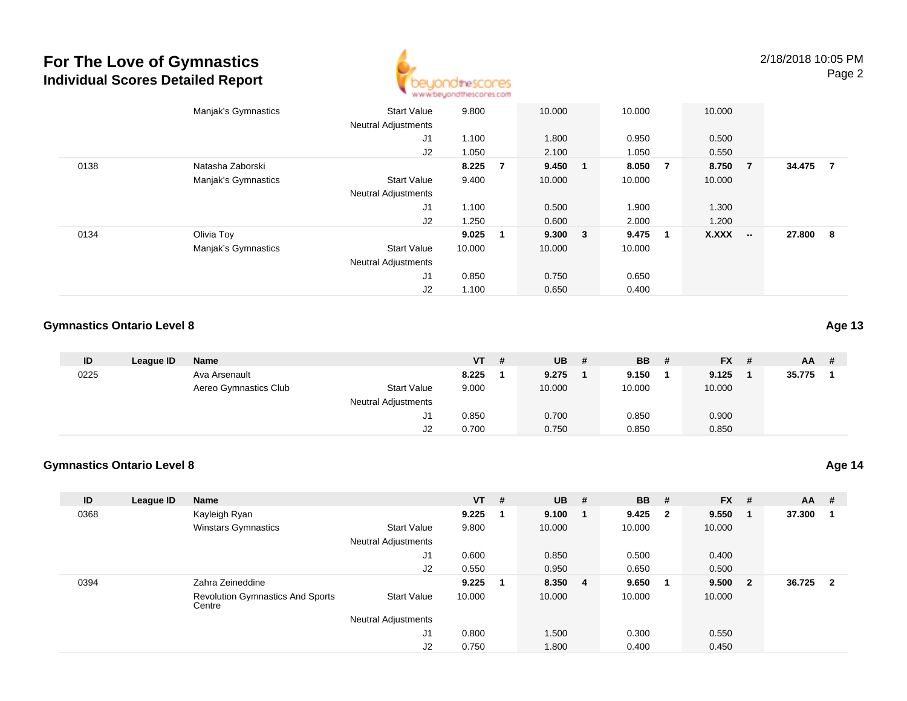# For The Love of Gymnastics
## Individual Scores Detailed Report

2/18/2018 10:05 PM

| ID | League ID | Name | | VT | # | UB | # | BB | # | FX | # | AA | # |
|---|---|---|---|---|---|---|---|---|---|---|---|---|---|
| | | Manjak's Gymnastics | Start Value | 9.800 | | 10.000 | | 10.000 | | 10.000 | | | |
| | | | Neutral Adjustments | | | | | | | | | | |
| | | | J1 | 1.100 | | 1.800 | | 0.950 | | 0.500 | | | |
| | | | J2 | 1.050 | | 2.100 | | 1.050 | | 0.550 | | | |
| 0138 | | Natasha Zaborski | | **8.225** | **7** | **9.450** | **1** | **8.050** | **7** | **8.750** | **7** | **34.475** | **7** |
| | | Manjak's Gymnastics | Start Value | 9.400 | | 10.000 | | 10.000 | | 10.000 | | | |
| | | | Neutral Adjustments | | | | | | | | | | |
| | | | J1 | 1.100 | | 0.500 | | 1.900 | | 1.300 | | | |
| | | | J2 | 1.250 | | 0.600 | | 2.000 | | 1.200 | | | |
| 0134 | | Olivia Toy | | **9.025** | **1** | **9.300** | **3** | **9.475** | **1** | **X.XXX** | **--** | **27.800** | **8** |
| | | Manjak's Gymnastics | Start Value | 10.000 | | 10.000 | | 10.000 | | | | | |
| | | | Neutral Adjustments | | | | | | | | | | |
| | | | J1 | 0.850 | | 0.750 | | 0.650 | | | | | |
| | | | J2 | 1.100 | | 0.650 | | 0.400 | | | | | |

### Gymnastics Ontario Level 8 — Age 13

| ID | League ID | Name | | VT | # | UB | # | BB | # | FX | # | AA | # |
|---|---|---|---|---|---|---|---|---|---|---|---|---|---|
| 0225 | | Ava Arsenault | | **8.225** | **1** | **9.275** | **1** | **9.150** | **1** | **9.125** | **1** | **35.775** | **1** |
| | | Aereo Gymnastics Club | Start Value | 9.000 | | 10.000 | | 10.000 | | 10.000 | | | |
| | | | Neutral Adjustments | | | | | | | | | | |
| | | | J1 | 0.850 | | 0.700 | | 0.850 | | 0.900 | | | |
| | | | J2 | 0.700 | | 0.750 | | 0.850 | | 0.850 | | | |

### Gymnastics Ontario Level 8 — Age 14

| ID | League ID | Name | | VT | # | UB | # | BB | # | FX | # | AA | # |
|---|---|---|---|---|---|---|---|---|---|---|---|---|---|
| 0368 | | Kayleigh Ryan | | **9.225** | **1** | **9.100** | **1** | **9.425** | **2** | **9.550** | **1** | **37.300** | **1** |
| | | Winstars Gymnastics | Start Value | 9.800 | | 10.000 | | 10.000 | | 10.000 | | | |
| | | | Neutral Adjustments | | | | | | | | | | |
| | | | J1 | 0.600 | | 0.850 | | 0.500 | | 0.400 | | | |
| | | | J2 | 0.550 | | 0.950 | | 0.650 | | 0.500 | | | |
| 0394 | | Zahra Zeineddine | | **9.225** | **1** | **8.350** | **4** | **9.650** | **1** | **9.500** | **2** | **36.725** | **2** |
| | | Revolution Gymnastics And Sports Centre | Start Value | 10.000 | | 10.000 | | 10.000 | | 10.000 | | | |
| | | | Neutral Adjustments | | | | | | | | | | |
| | | | J1 | 0.800 | | 1.500 | | 0.300 | | 0.550 | | | |
| | | | J2 | 0.750 | | 1.800 | | 0.400 | | 0.450 | | | |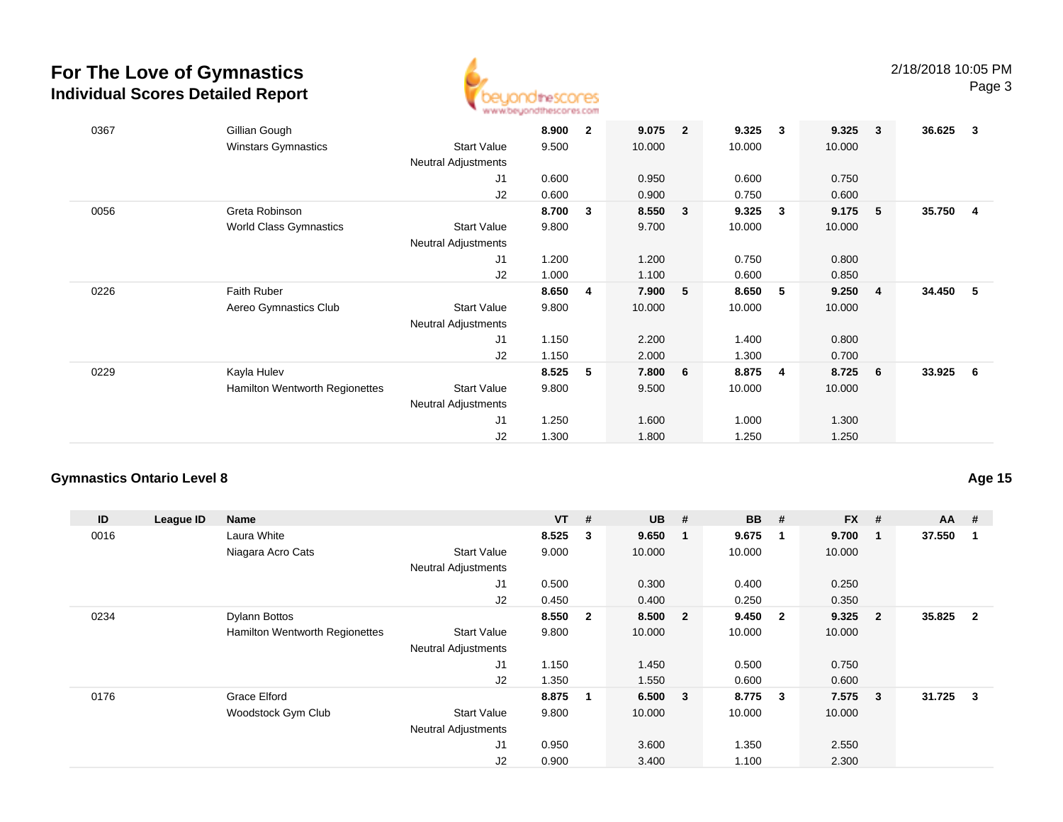# For The Love of Gymnastics
## Individual Scores Detailed Report

2/18/2018 10:05 PM

| ID | League ID | Name | | VT | # | UB | # | BB | # | FX | # | AA | # |
|---|---|---|---|---|---|---|---|---|---|---|---|---|---|
| 0367 | | Gillian Gough | | **8.900** | **2** | **9.075** | **2** | **9.325** | **3** | **9.325** | **3** | **36.625** | **3** |
| | | Winstars Gymnastics | Start Value | 9.500 | | 10.000 | | 10.000 | | 10.000 | | | |
| | | | Neutral Adjustments | | | | | | | | | | |
| | | | J1 | 0.600 | | 0.950 | | 0.600 | | 0.750 | | | |
| | | | J2 | 0.600 | | 0.900 | | 0.750 | | 0.600 | | | |
| 0056 | | Greta Robinson | | **8.700** | **3** | **8.550** | **3** | **9.325** | **3** | **9.175** | **5** | **35.750** | **4** |
| | | World Class Gymnastics | Start Value | 9.800 | | 9.700 | | 10.000 | | 10.000 | | | |
| | | | Neutral Adjustments | | | | | | | | | | |
| | | | J1 | 1.200 | | 1.200 | | 0.750 | | 0.800 | | | |
| | | | J2 | 1.000 | | 1.100 | | 0.600 | | 0.850 | | | |
| 0226 | | Faith Ruber | | **8.650** | **4** | **7.900** | **5** | **8.650** | **5** | **9.250** | **4** | **34.450** | **5** |
| | | Aereo Gymnastics Club | Start Value | 9.800 | | 10.000 | | 10.000 | | 10.000 | | | |
| | | | Neutral Adjustments | | | | | | | | | | |
| | | | J1 | 1.150 | | 2.200 | | 1.400 | | 0.800 | | | |
| | | | J2 | 1.150 | | 2.000 | | 1.300 | | 0.700 | | | |
| 0229 | | Kayla Hulev | | **8.525** | **5** | **7.800** | **6** | **8.875** | **4** | **8.725** | **6** | **33.925** | **6** |
| | | Hamilton Wentworth Regionettes | Start Value | 9.800 | | 9.500 | | 10.000 | | 10.000 | | | |
| | | | Neutral Adjustments | | | | | | | | | | |
| | | | J1 | 1.250 | | 1.600 | | 1.000 | | 1.300 | | | |
| | | | J2 | 1.300 | | 1.800 | | 1.250 | | 1.250 | | | |

### Gymnastics Ontario Level 8

**Age 15**

| ID | League ID | Name | | VT | # | UB | # | BB | # | FX | # | AA | # |
|---|---|---|---|---|---|---|---|---|---|---|---|---|---|
| 0016 | | Laura White | | **8.525** | **3** | **9.650** | **1** | **9.675** | **1** | **9.700** | **1** | **37.550** | **1** |
| | | Niagara Acro Cats | Start Value | 9.000 | | 10.000 | | 10.000 | | 10.000 | | | |
| | | | Neutral Adjustments | | | | | | | | | | |
| | | | J1 | 0.500 | | 0.300 | | 0.400 | | 0.250 | | | |
| | | | J2 | 0.450 | | 0.400 | | 0.250 | | 0.350 | | | |
| 0234 | | Dylann Bottos | | **8.550** | **2** | **8.500** | **2** | **9.450** | **2** | **9.325** | **2** | **35.825** | **2** |
| | | Hamilton Wentworth Regionettes | Start Value | 9.800 | | 10.000 | | 10.000 | | 10.000 | | | |
| | | | Neutral Adjustments | | | | | | | | | | |
| | | | J1 | 1.150 | | 1.450 | | 0.500 | | 0.750 | | | |
| | | | J2 | 1.350 | | 1.550 | | 0.600 | | 0.600 | | | |
| 0176 | | Grace Elford | | **8.875** | **1** | **6.500** | **3** | **8.775** | **3** | **7.575** | **3** | **31.725** | **3** |
| | | Woodstock Gym Club | Start Value | 9.800 | | 10.000 | | 10.000 | | 10.000 | | | |
| | | | Neutral Adjustments | | | | | | | | | | |
| | | | J1 | 0.950 | | 3.600 | | 1.350 | | 2.550 | | | |
| | | | J2 | 0.900 | | 3.400 | | 1.100 | | 2.300 | | | |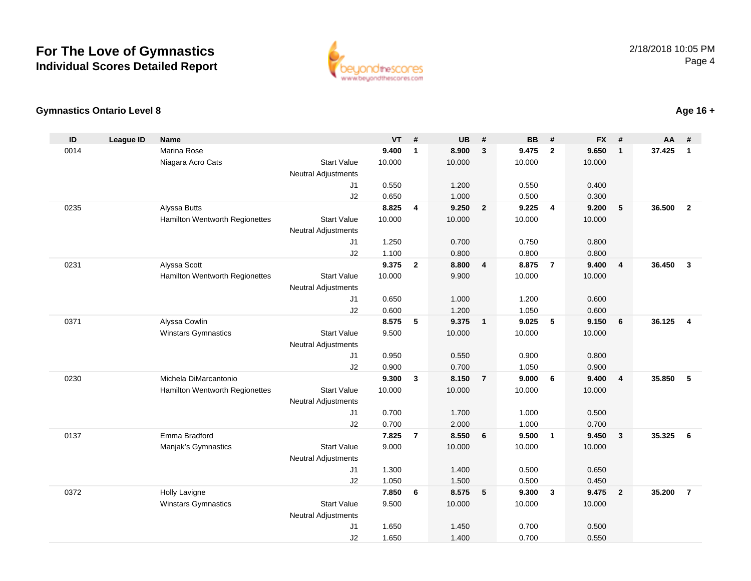# For The Love of Gymnastics
## Individual Scores Detailed Report

2/18/2018 10:05 PM

### Gymnastics Ontario Level 8

**Age 16 +**

| ID | League ID | Name | | VT | # | UB | # | BB | # | FX | # | AA | # |
|---|---|---|---|---|---|---|---|---|---|---|---|---|---|
| 0014 | | Marina Rose | | **9.400** | **1** | **8.900** | **3** | **9.475** | **2** | **9.650** | **1** | **37.425** | **1** |
| | | Niagara Acro Cats | Start Value | 10.000 | | 10.000 | | 10.000 | | 10.000 | | | |
| | | | Neutral Adjustments | | | | | | | | | | |
| | | | J1 | 0.550 | | 1.200 | | 0.550 | | 0.400 | | | |
| | | | J2 | 0.650 | | 1.000 | | 0.500 | | 0.300 | | | |
| 0235 | | Alyssa Butts | | **8.825** | **4** | **9.250** | **2** | **9.225** | **4** | **9.200** | **5** | **36.500** | **2** |
| | | Hamilton Wentworth Regionettes | Start Value | 10.000 | | 10.000 | | 10.000 | | 10.000 | | | |
| | | | Neutral Adjustments | | | | | | | | | | |
| | | | J1 | 1.250 | | 0.700 | | 0.750 | | 0.800 | | | |
| | | | J2 | 1.100 | | 0.800 | | 0.800 | | 0.800 | | | |
| 0231 | | Alyssa Scott | | **9.375** | **2** | **8.800** | **4** | **8.875** | **7** | **9.400** | **4** | **36.450** | **3** |
| | | Hamilton Wentworth Regionettes | Start Value | 10.000 | | 9.900 | | 10.000 | | 10.000 | | | |
| | | | Neutral Adjustments | | | | | | | | | | |
| | | | J1 | 0.650 | | 1.000 | | 1.200 | | 0.600 | | | |
| | | | J2 | 0.600 | | 1.200 | | 1.050 | | 0.600 | | | |
| 0371 | | Alyssa Cowlin | | **8.575** | **5** | **9.375** | **1** | **9.025** | **5** | **9.150** | **6** | **36.125** | **4** |
| | | Winstars Gymnastics | Start Value | 9.500 | | 10.000 | | 10.000 | | 10.000 | | | |
| | | | Neutral Adjustments | | | | | | | | | | |
| | | | J1 | 0.950 | | 0.550 | | 0.900 | | 0.800 | | | |
| | | | J2 | 0.900 | | 0.700 | | 1.050 | | 0.900 | | | |
| 0230 | | Michela DiMarcantonio | | **9.300** | **3** | **8.150** | **7** | **9.000** | **6** | **9.400** | **4** | **35.850** | **5** |
| | | Hamilton Wentworth Regionettes | Start Value | 10.000 | | 10.000 | | 10.000 | | 10.000 | | | |
| | | | Neutral Adjustments | | | | | | | | | | |
| | | | J1 | 0.700 | | 1.700 | | 1.000 | | 0.500 | | | |
| | | | J2 | 0.700 | | 2.000 | | 1.000 | | 0.700 | | | |
| 0137 | | Emma Bradford | | **7.825** | **7** | **8.550** | **6** | **9.500** | **1** | **9.450** | **3** | **35.325** | **6** |
| | | Manjak's Gymnastics | Start Value | 9.000 | | 10.000 | | 10.000 | | 10.000 | | | |
| | | | Neutral Adjustments | | | | | | | | | | |
| | | | J1 | 1.300 | | 1.400 | | 0.500 | | 0.650 | | | |
| | | | J2 | 1.050 | | 1.500 | | 0.500 | | 0.450 | | | |
| 0372 | | Holly Lavigne | | **7.850** | **6** | **8.575** | **5** | **9.300** | **3** | **9.475** | **2** | **35.200** | **7** |
| | | Winstars Gymnastics | Start Value | 9.500 | | 10.000 | | 10.000 | | 10.000 | | | |
| | | | Neutral Adjustments | | | | | | | | | | |
| | | | J1 | 1.650 | | 1.450 | | 0.700 | | 0.500 | | | |
| | | | J2 | 1.650 | | 1.400 | | 0.700 | | 0.550 | | | |